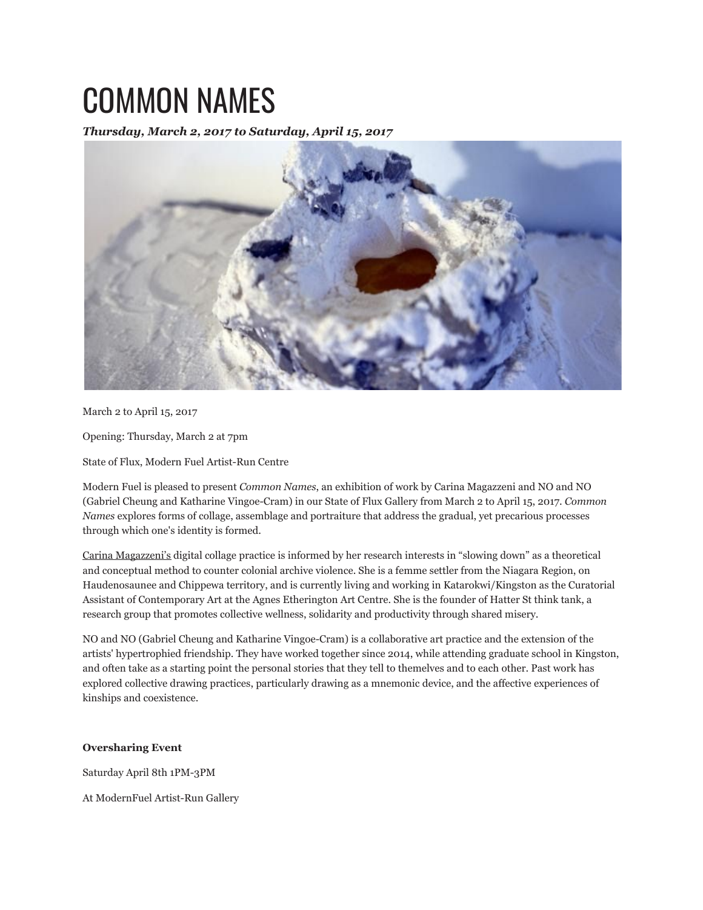# COMMON NAMES

***Thursday, March 2, 2017 to Saturday, April 15, 2017***

March 2 to April 15, 2017

Opening: Thursday, March 2 at 7pm

State of Flux, Modern Fuel Artist-Run Centre

Modern Fuel is pleased to present *Common Names*, an exhibition of work by Carina Magazzeni and NO and NO (Gabriel Cheung and Katharine Vingoe-Cram) in our State of Flux Gallery from March 2 to April 15, 2017. *Common Names* explores forms of collage, assemblage and portraiture that address the gradual, yet precarious processes through which one's identity is formed.

Carina Magazzeni's digital collage practice is informed by her research interests in "slowing down" as a theoretical and conceptual method to counter colonial archive violence. She is a femme settler from the Niagara Region, on Haudenosaunee and Chippewa territory, and is currently living and working in Katarokwi/Kingston as the Curatorial Assistant of Contemporary Art at the Agnes Etherington Art Centre. She is the founder of Hatter St think tank, a research group that promotes collective wellness, solidarity and productivity through shared misery.

NO and NO (Gabriel Cheung and Katharine Vingoe-Cram) is a collaborative art practice and the extension of the artists' hypertrophied friendship. They have worked together since 2014, while attending graduate school in Kingston, and often take as a starting point the personal stories that they tell to themelves and to each other. Past work has explored collective drawing practices, particularly drawing as a mnemonic device, and the affective experiences of kinships and coexistence.

**Oversharing Event**

Saturday April 8th 1PM-3PM

At ModernFuel Artist-Run Gallery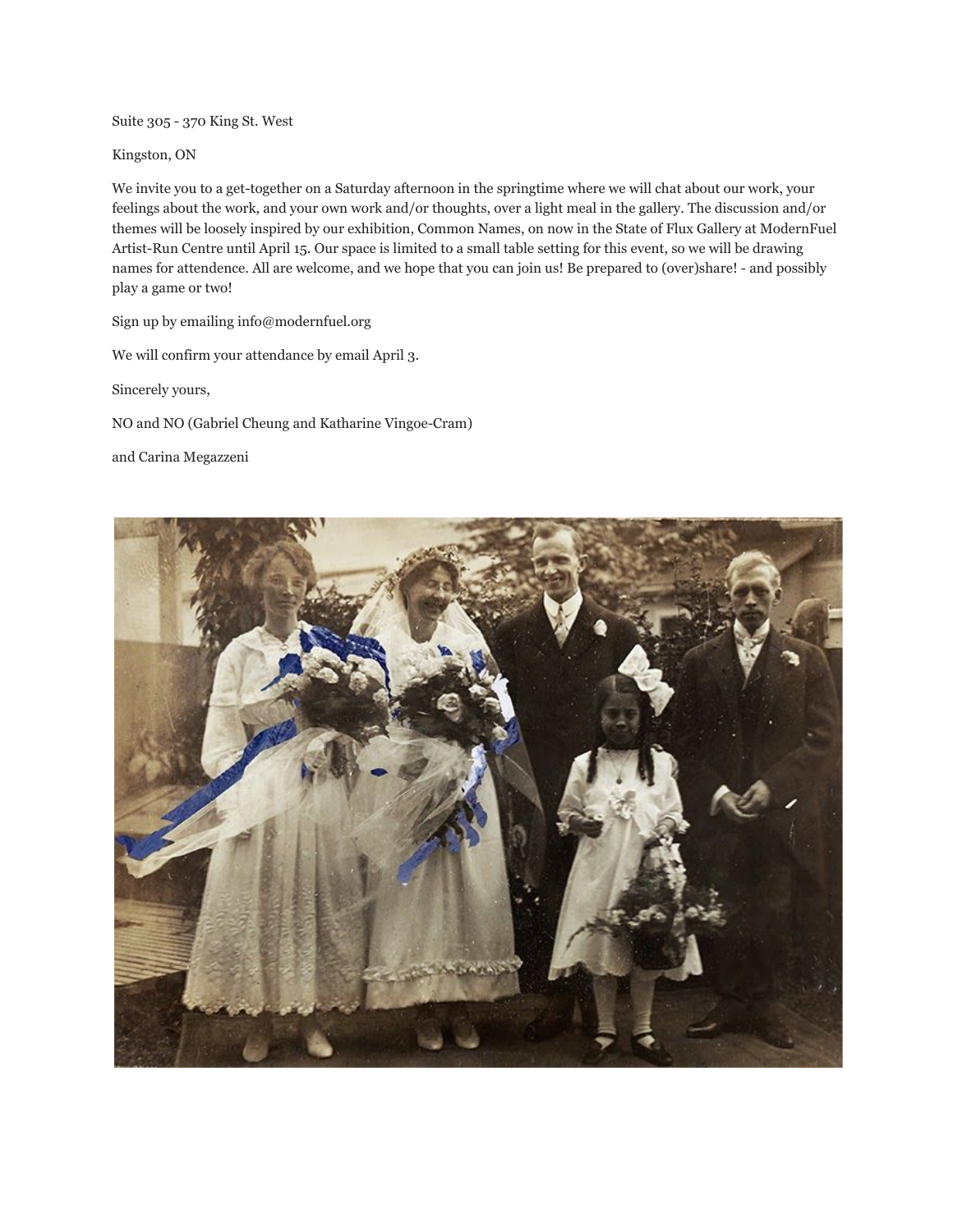Suite 305 - 370 King St. West

Kingston, ON

We invite you to a get-together on a Saturday afternoon in the springtime where we will chat about our work, your feelings about the work, and your own work and/or thoughts, over a light meal in the gallery. The discussion and/or themes will be loosely inspired by our exhibition, Common Names, on now in the State of Flux Gallery at ModernFuel Artist-Run Centre until April 15. Our space is limited to a small table setting for this event, so we will be drawing names for attendence. All are welcome, and we hope that you can join us! Be prepared to (over)share! - and possibly play a game or two!

Sign up by emailing info@modernfuel.org

We will confirm your attendance by email April 3.

Sincerely yours,

NO and NO (Gabriel Cheung and Katharine Vingoe-Cram)

and Carina Megazzeni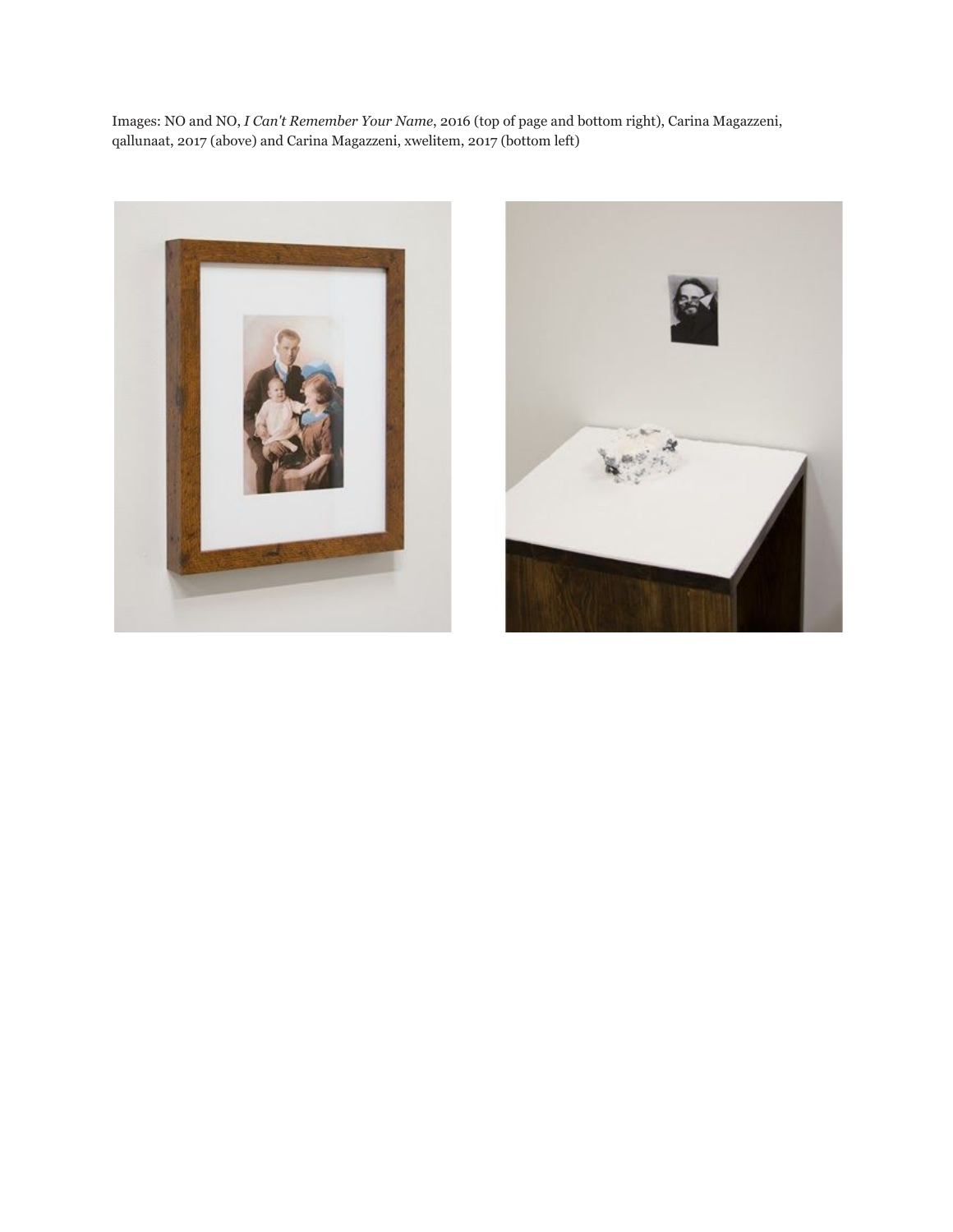Images: NO and NO, *I Can't Remember Your Name*, 2016 (top of page and bottom right), Carina Magazzeni, qallunaat, 2017 (above) and Carina Magazzeni, xwelitem, 2017 (bottom left)